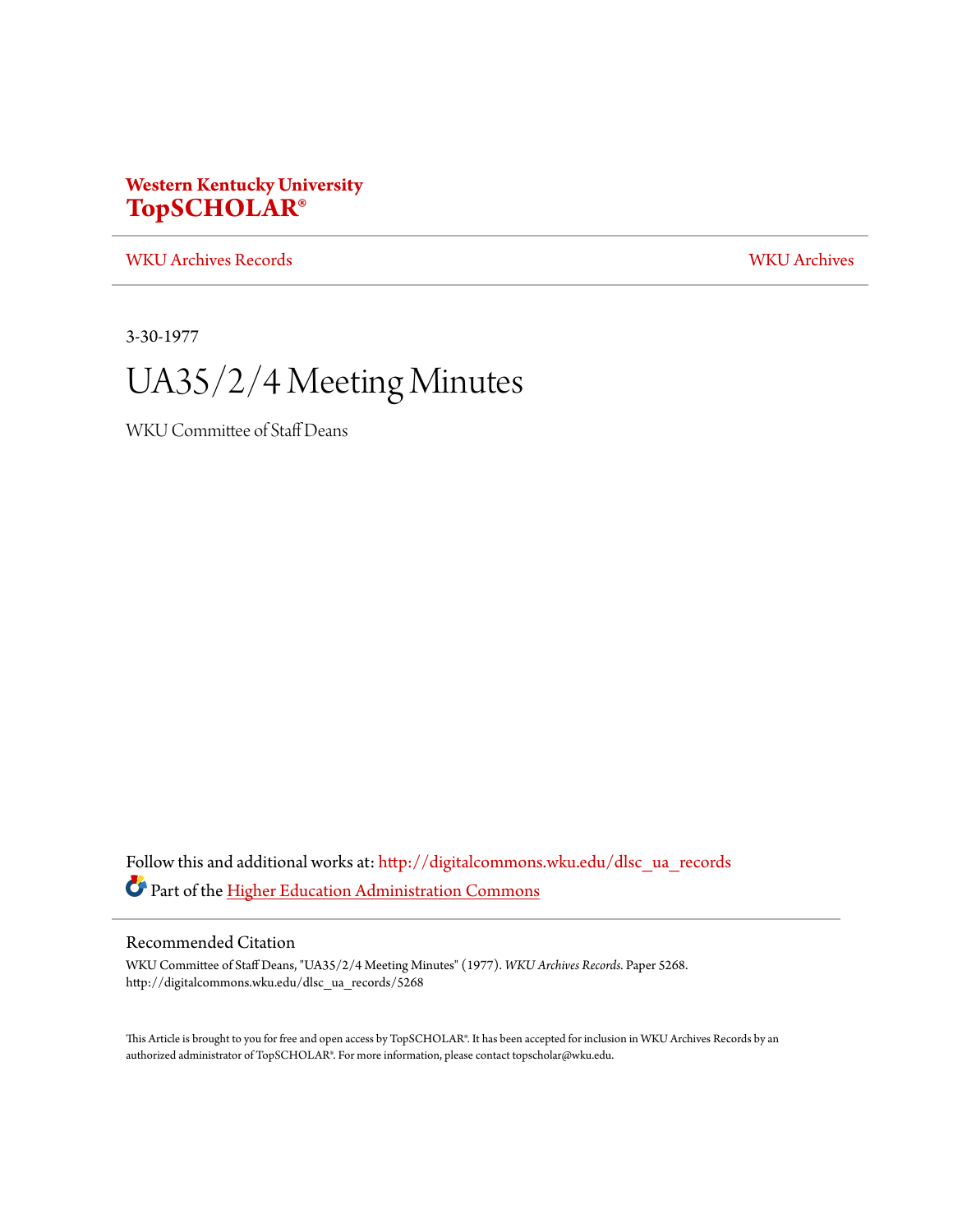**Western Kentucky University**
**TopSCHOLAR®**

WKU Archives Records | WKU Archives

3-30-1977

# UA35/2/4 Meeting Minutes

WKU Committee of Staff Deans

Follow this and additional works at: http://digitalcommons.wku.edu/dlsc_ua_records

Part of the Higher Education Administration Commons

## Recommended Citation

WKU Committee of Staff Deans, "UA35/2/4 Meeting Minutes" (1977). *WKU Archives Records.* Paper 5268.
http://digitalcommons.wku.edu/dlsc_ua_records/5268

This Article is brought to you for free and open access by TopSCHOLAR®. It has been accepted for inclusion in WKU Archives Records by an authorized administrator of TopSCHOLAR®. For more information, please contact topscholar@wku.edu.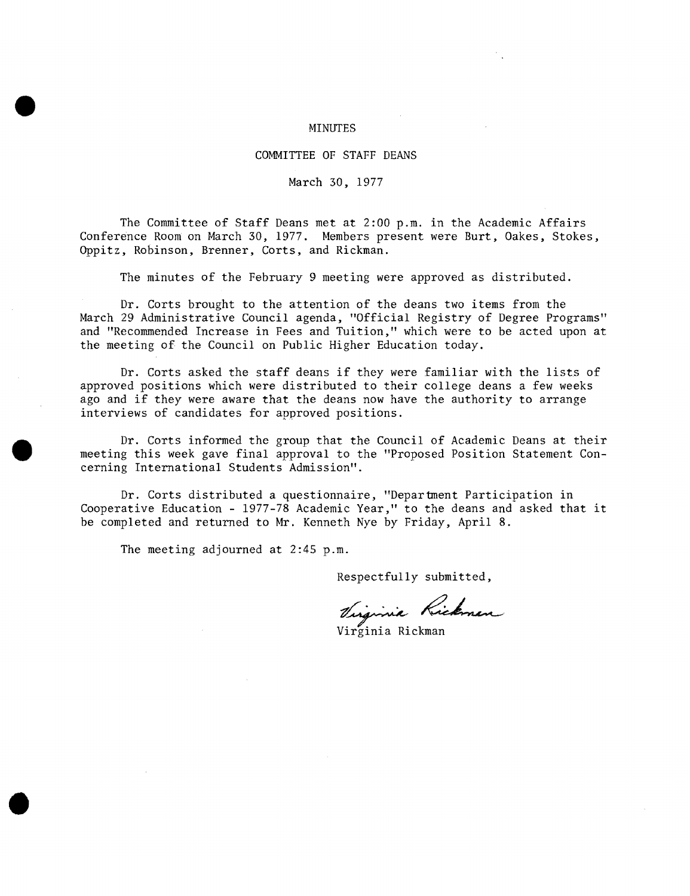# MINUTES

## COMMITTEE OF STAFF DEANS

### March 30, 1977

The Committee of Staff Deans met at 2:00 p.m. in the Academic Affairs Conference Room on March 30, 1977. Members present were Burt, Oakes, Stokes, Oppitz, Robinson, Brenner, Corts, and Rickman.

The minutes of the February 9 meeting were approved as distributed.

Dr. Corts brought to the attention of the deans two items from the March 29 Administrative Council agenda, "Official Registry of Degree Programs" and "Recommended Increase in Fees and Tuition," which were to be acted upon at the meeting of the Council on Public Higher Education today.

Dr. Corts asked the staff deans if they were familiar with the lists of approved positions which were distributed to their college deans a few weeks ago and if they were aware that the deans now have the authority to arrange interviews of candidates for approved positions.

Dr. Corts informed the group that the Council of Academic Deans at their meeting this week gave final approval to the "Proposed Position Statement Concerning International Students Admission".

Dr. Corts distributed a questionnaire, "Department Participation in Cooperative Education - 1977-78 Academic Year," to the deans and asked that it be completed and returned to Mr. Kenneth Nye by Friday, April 8.

The meeting adjourned at 2:45 p.m.

Respectfully submitted,

Virginia Rickman

Virginia Rickman